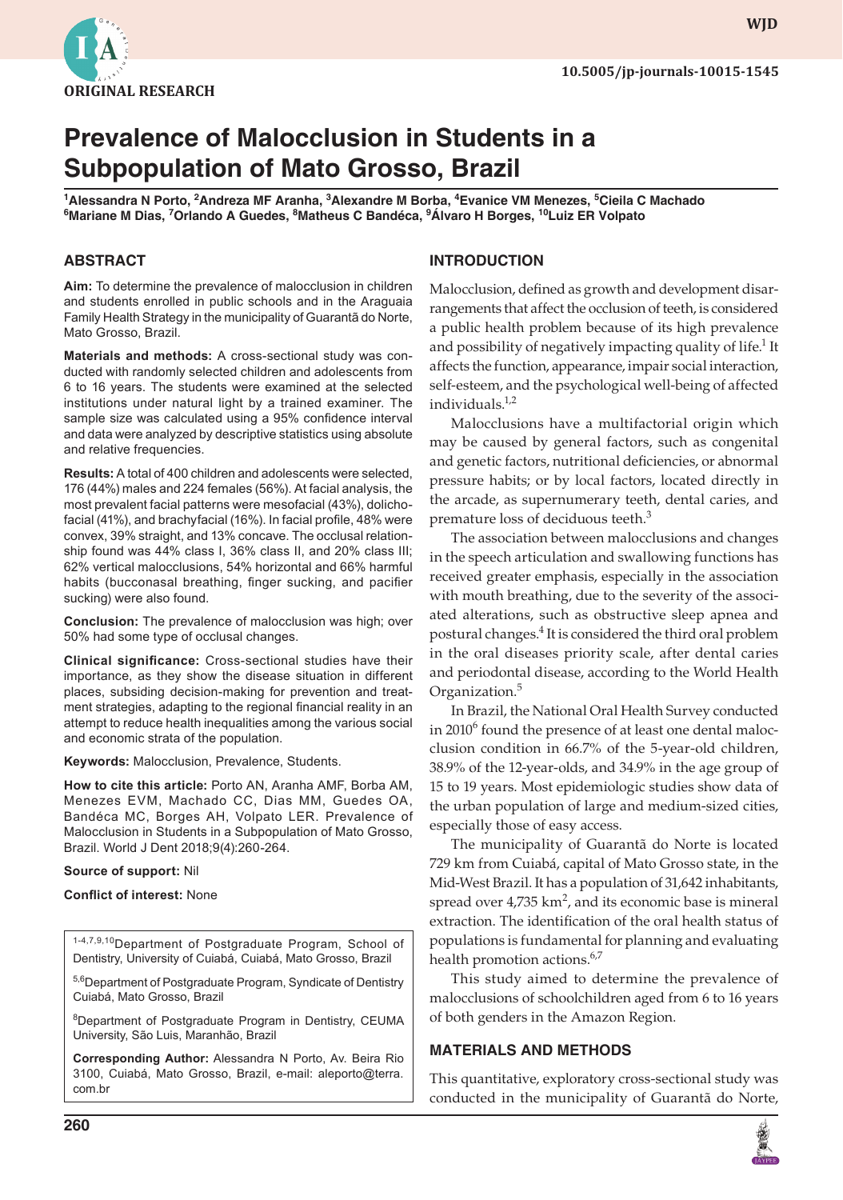ORIGINAL RESEARCH

10.5005/jp-journals-10015-1545

# Prevalence of Malocclusion in Students in a Subpopulation of Mato Grosso, Brazil

[1]Alessandra N Porto, [2]Andreza MF Aranha, [3]Alexandre M Borba, [4]Evanice VM Menezes, [5]Cieila C Machado [6]Mariane M Dias, [7]Orlando A Guedes, [8]Matheus C Bandéca, [9]Álvaro H Borges, [10]Luiz ER Volpato

## ABSTRACT

**Aim:** To determine the prevalence of malocclusion in children and students enrolled in public schools and in the Araguaia Family Health Strategy in the municipality of Guarantã do Norte, Mato Grosso, Brazil.

**Materials and methods:** A cross-sectional study was conducted with randomly selected children and adolescents from 6 to 16 years. The students were examined at the selected institutions under natural light by a trained examiner. The sample size was calculated using a 95% confidence interval and data were analyzed by descriptive statistics using absolute and relative frequencies.

**Results:** A total of 400 children and adolescents were selected, 176 (44%) males and 224 females (56%). At facial analysis, the most prevalent facial patterns were mesofacial (43%), dolichofacial (41%), and brachyfacial (16%). In facial profile, 48% were convex, 39% straight, and 13% concave. The occlusal relationship found was 44% class I, 36% class II, and 20% class III; 62% vertical malocclusions, 54% horizontal and 66% harmful habits (bucconasal breathing, finger sucking, and pacifier sucking) were also found.

**Conclusion:** The prevalence of malocclusion was high; over 50% had some type of occlusal changes.

**Clinical significance:** Cross-sectional studies have their importance, as they show the disease situation in different places, subsiding decision-making for prevention and treatment strategies, adapting to the regional financial reality in an attempt to reduce health inequalities among the various social and economic strata of the population.

**Keywords:** Malocclusion, Prevalence, Students.

**How to cite this article:** Porto AN, Aranha AMF, Borba AM, Menezes EVM, Machado CC, Dias MM, Guedes OA, Bandéca MC, Borges AH, Volpato LER. Prevalence of Malocclusion in Students in a Subpopulation of Mato Grosso, Brazil. World J Dent 2018;9(4):260-264.

**Source of support:** Nil

**Conflict of interest:** None

[1-4,7,9,10]Department of Postgraduate Program, School of Dentistry, University of Cuiabá, Cuiabá, Mato Grosso, Brazil

[5,6]Department of Postgraduate Program, Syndicate of Dentistry Cuiabá, Mato Grosso, Brazil

[8]Department of Postgraduate Program in Dentistry, CEUMA University, São Luis, Maranhão, Brazil

**Corresponding Author:** Alessandra N Porto, Av. Beira Rio 3100, Cuiabá, Mato Grosso, Brazil, e-mail: aleporto@terra.com.br

## INTRODUCTION

Malocclusion, defined as growth and development disarrangements that affect the occlusion of teeth, is considered a public health problem because of its high prevalence and possibility of negatively impacting quality of life.[1] It affects the function, appearance, impair social interaction, self-esteem, and the psychological well-being of affected individuals.[1,2]

Malocclusions have a multifactorial origin which may be caused by general factors, such as congenital and genetic factors, nutritional deficiencies, or abnormal pressure habits; or by local factors, located directly in the arcade, as supernumerary teeth, dental caries, and premature loss of deciduous teeth.[3]

The association between malocclusions and changes in the speech articulation and swallowing functions has received greater emphasis, especially in the association with mouth breathing, due to the severity of the associated alterations, such as obstructive sleep apnea and postural changes.[4] It is considered the third oral problem in the oral diseases priority scale, after dental caries and periodontal disease, according to the World Health Organization.[5]

In Brazil, the National Oral Health Survey conducted in 2010[6] found the presence of at least one dental malocclusion condition in 66.7% of the 5-year-old children, 38.9% of the 12-year-olds, and 34.9% in the age group of 15 to 19 years. Most epidemiologic studies show data of the urban population of large and medium-sized cities, especially those of easy access.

The municipality of Guarantã do Norte is located 729 km from Cuiabá, capital of Mato Grosso state, in the Mid-West Brazil. It has a population of 31,642 inhabitants, spread over 4,735 km$^2$, and its economic base is mineral extraction. The identification of the oral health status of populations is fundamental for planning and evaluating health promotion actions.[6,7]

This study aimed to determine the prevalence of malocclusions of schoolchildren aged from 6 to 16 years of both genders in the Amazon Region.

## MATERIALS AND METHODS

This quantitative, exploratory cross-sectional study was conducted in the municipality of Guarantã do Norte,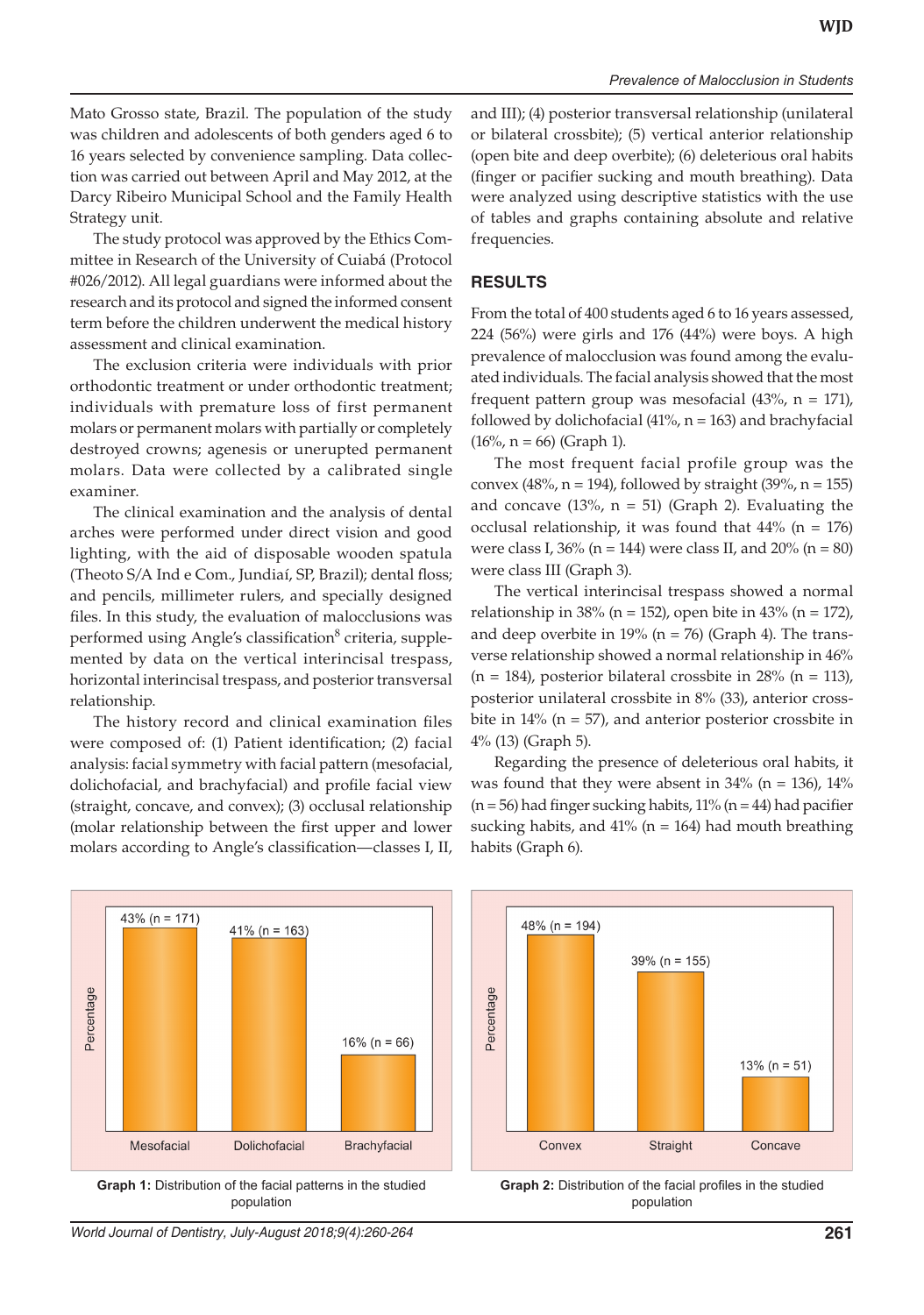Mato Grosso state, Brazil. The population of the study was children and adolescents of both genders aged 6 to 16 years selected by convenience sampling. Data collection was carried out between April and May 2012, at the Darcy Ribeiro Municipal School and the Family Health Strategy unit.

The study protocol was approved by the Ethics Committee in Research of the University of Cuiabá (Protocol #026/2012). All legal guardians were informed about the research and its protocol and signed the informed consent term before the children underwent the medical history assessment and clinical examination.

The exclusion criteria were individuals with prior orthodontic treatment or under orthodontic treatment; individuals with premature loss of first permanent molars or permanent molars with partially or completely destroyed crowns; agenesis or unerupted permanent molars. Data were collected by a calibrated single examiner.

The clinical examination and the analysis of dental arches were performed under direct vision and good lighting, with the aid of disposable wooden spatula (Theoto S/A Ind e Com., Jundiaí, SP, Brazil); dental floss; and pencils, millimeter rulers, and specially designed files. In this study, the evaluation of malocclusions was performed using Angle's classification[8] criteria, supplemented by data on the vertical interincisal trespass, horizontal interincisal trespass, and posterior transversal relationship.

The history record and clinical examination files were composed of: (1) Patient identification; (2) facial analysis: facial symmetry with facial pattern (mesofacial, dolichofacial, and brachyfacial) and profile facial view (straight, concave, and convex); (3) occlusal relationship (molar relationship between the first upper and lower molars according to Angle's classification—classes I, II, and III); (4) posterior transversal relationship (unilateral or bilateral crossbite); (5) vertical anterior relationship (open bite and deep overbite); (6) deleterious oral habits (finger or pacifier sucking and mouth breathing). Data were analyzed using descriptive statistics with the use of tables and graphs containing absolute and relative frequencies.

## RESULTS

From the total of 400 students aged 6 to 16 years assessed, 224 (56%) were girls and 176 (44%) were boys. A high prevalence of malocclusion was found among the evaluated individuals. The facial analysis showed that the most frequent pattern group was mesofacial (43%, n = 171), followed by dolichofacial (41%, n = 163) and brachyfacial (16%, n = 66) (Graph 1).

The most frequent facial profile group was the convex (48%, n = 194), followed by straight (39%, n = 155) and concave (13%, n = 51) (Graph 2). Evaluating the occlusal relationship, it was found that 44% (n = 176) were class I, 36% (n = 144) were class II, and 20% (n = 80) were class III (Graph 3).

The vertical interincisal trespass showed a normal relationship in 38% (n = 152), open bite in 43% (n = 172), and deep overbite in 19% (n = 76) (Graph 4). The transverse relationship showed a normal relationship in 46% (n = 184), posterior bilateral crossbite in 28% (n = 113), posterior unilateral crossbite in 8% (33), anterior crossbite in 14% (n = 57), and anterior posterior crossbite in 4% (13) (Graph 5).

Regarding the presence of deleterious oral habits, it was found that they were absent in 34% (n = 136), 14% (n = 56) had finger sucking habits, 11% (n = 44) had pacifier sucking habits, and 41% (n = 164) had mouth breathing habits (Graph 6).

| Facial pattern | Percentage |
|---|---|
| Mesofacial | 43% (n = 171) |
| Dolichofacial | 41% (n = 163) |
| Brachyfacial | 16% (n = 66) |

**Graph 1:** Distribution of the facial patterns in the studied population

| Facial profile | Percentage |
|---|---|
| Convex | 48% (n = 194) |
| Straight | 39% (n = 155) |
| Concave | 13% (n = 51) |

**Graph 2:** Distribution of the facial profiles in the studied population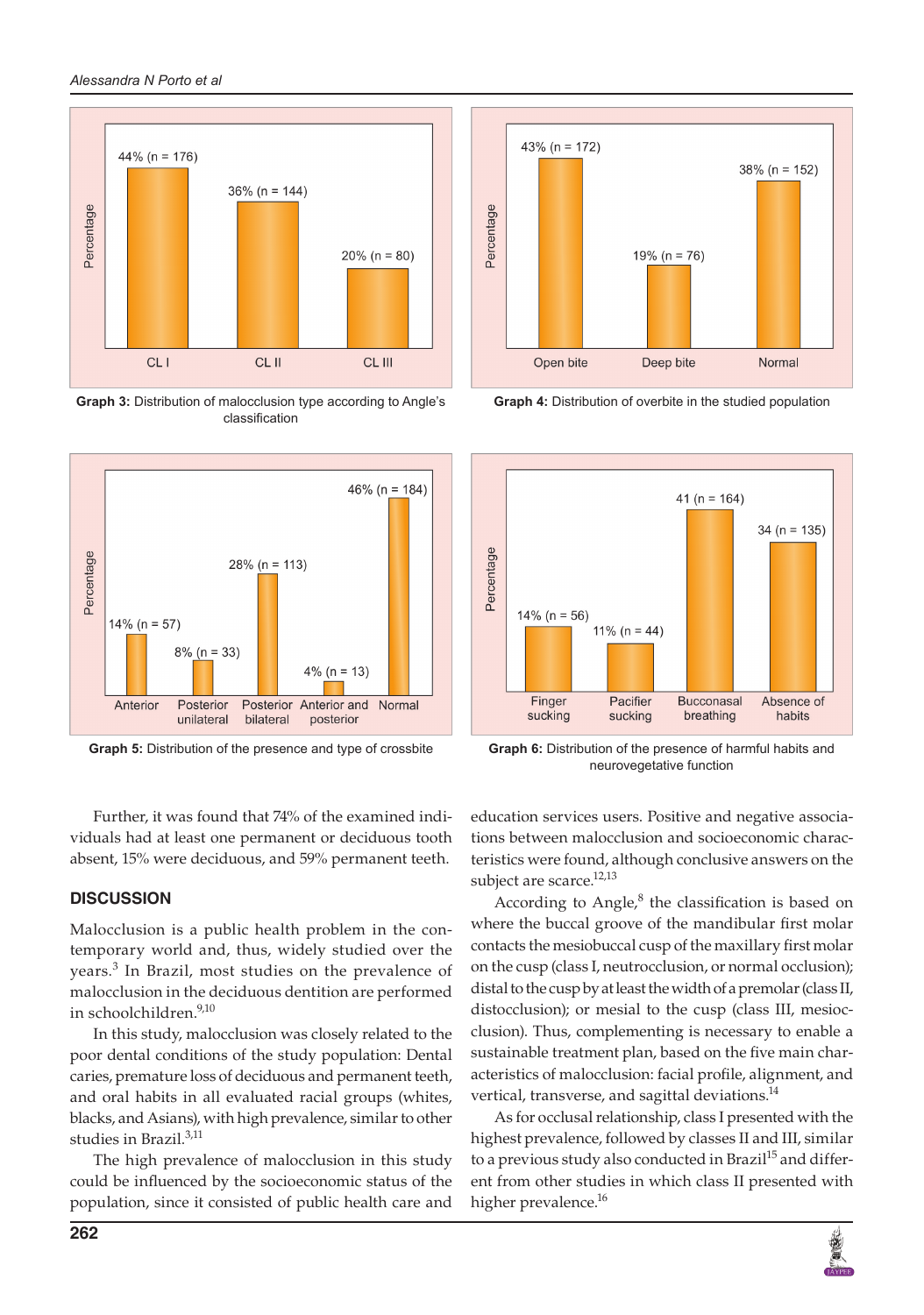Graph 3: Distribution of malocclusion type according to Angle's classification

Graph 4: Distribution of overbite in the studied population

Graph 5: Distribution of the presence and type of crossbite

Graph 6: Distribution of the presence of harmful habits and neurovegetative function

Further, it was found that 74% of the examined individuals had at least one permanent or deciduous tooth absent, 15% were deciduous, and 59% permanent teeth.

## DISCUSSION

Malocclusion is a public health problem in the contemporary world and, thus, widely studied over the years.[3] In Brazil, most studies on the prevalence of malocclusion in the deciduous dentition are performed in schoolchildren.[9,10]

In this study, malocclusion was closely related to the poor dental conditions of the study population: Dental caries, premature loss of deciduous and permanent teeth, and oral habits in all evaluated racial groups (whites, blacks, and Asians), with high prevalence, similar to other studies in Brazil.[3,11]

The high prevalence of malocclusion in this study could be influenced by the socioeconomic status of the population, since it consisted of public health care and education services users. Positive and negative associations between malocclusion and socioeconomic characteristics were found, although conclusive answers on the subject are scarce.[12,13]

According to Angle,[8] the classification is based on where the buccal groove of the mandibular first molar contacts the mesiobuccal cusp of the maxillary first molar on the cusp (class I, neutrocclusion, or normal occlusion); distal to the cusp by at least the width of a premolar (class II, distocclusion); or mesial to the cusp (class III, mesiocclusion). Thus, complementing is necessary to enable a sustainable treatment plan, based on the five main characteristics of malocclusion: facial profile, alignment, and vertical, transverse, and sagittal deviations.[14]

As for occlusal relationship, class I presented with the highest prevalence, followed by classes II and III, similar to a previous study also conducted in Brazil[15] and different from other studies in which class II presented with higher prevalence.[16]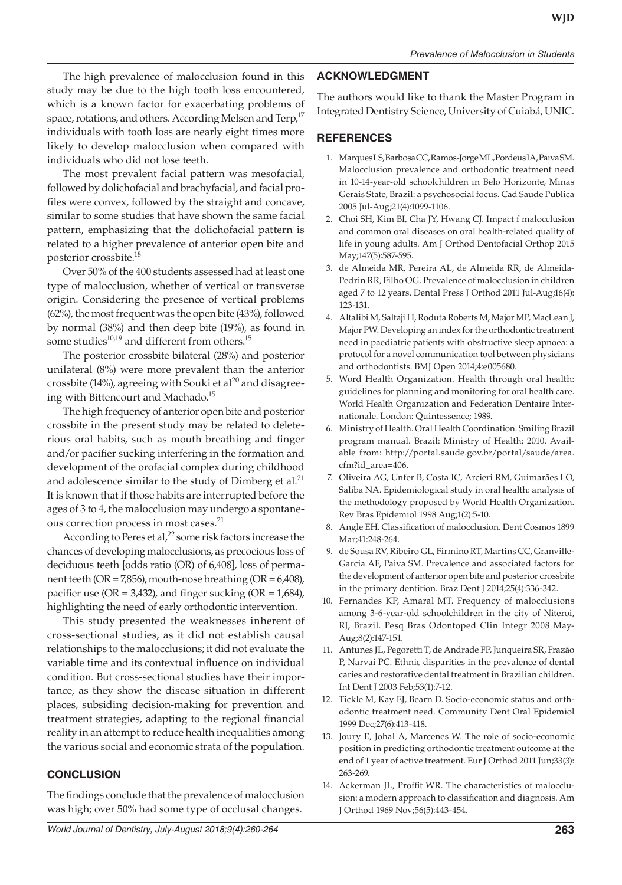The high prevalence of malocclusion found in this study may be due to the high tooth loss encountered, which is a known factor for exacerbating problems of space, rotations, and others. According Melsen and Terp,[17] individuals with tooth loss are nearly eight times more likely to develop malocclusion when compared with individuals who did not lose teeth.

The most prevalent facial pattern was mesofacial, followed by dolichofacial and brachyfacial, and facial profiles were convex, followed by the straight and concave, similar to some studies that have shown the same facial pattern, emphasizing that the dolichofacial pattern is related to a higher prevalence of anterior open bite and posterior crossbite.[18]

Over 50% of the 400 students assessed had at least one type of malocclusion, whether of vertical or transverse origin. Considering the presence of vertical problems (62%), the most frequent was the open bite (43%), followed by normal (38%) and then deep bite (19%), as found in some studies[10,19] and different from others.[15]

The posterior crossbite bilateral (28%) and posterior unilateral (8%) were more prevalent than the anterior crossbite (14%), agreeing with Souki et al[20] and disagreeing with Bittencourt and Machado.[15]

The high frequency of anterior open bite and posterior crossbite in the present study may be related to deleterious oral habits, such as mouth breathing and finger and/or pacifier sucking interfering in the formation and development of the orofacial complex during childhood and adolescence similar to the study of Dimberg et al.[21] It is known that if those habits are interrupted before the ages of 3 to 4, the malocclusion may undergo a spontaneous correction process in most cases.[21]

According to Peres et al,[22] some risk factors increase the chances of developing malocclusions, as precocious loss of deciduous teeth [odds ratio (OR) of 6,408], loss of permanent teeth (OR = 7,856), mouth-nose breathing (OR = 6,408), pacifier use (OR = 3,432), and finger sucking (OR = 1,684), highlighting the need of early orthodontic intervention.

This study presented the weaknesses inherent of cross-sectional studies, as it did not establish causal relationships to the malocclusions; it did not evaluate the variable time and its contextual influence on individual condition. But cross-sectional studies have their importance, as they show the disease situation in different places, subsiding decision-making for prevention and treatment strategies, adapting to the regional financial reality in an attempt to reduce health inequalities among the various social and economic strata of the population.

## CONCLUSION

The findings conclude that the prevalence of malocclusion was high; over 50% had some type of occlusal changes.

## ACKNOWLEDGMENT

The authors would like to thank the Master Program in Integrated Dentistry Science, University of Cuiabá, UNIC.

## REFERENCES

1. Marques LS, Barbosa CC, Ramos-Jorge ML, Pordeus IA, Paiva SM. Malocclusion prevalence and orthodontic treatment need in 10-14-year-old schoolchildren in Belo Horizonte, Minas Gerais State, Brazil: a psychosocial focus. Cad Saude Publica 2005 Jul-Aug;21(4):1099-1106.
2. Choi SH, Kim BI, Cha JY, Hwang CJ. Impact f malocclusion and common oral diseases on oral health-related quality of life in young adults. Am J Orthod Dentofacial Orthop 2015 May;147(5):587-595.
3. de Almeida MR, Pereira AL, de Almeida RR, de Almeida-Pedrin RR, Filho OG. Prevalence of malocclusion in children aged 7 to 12 years. Dental Press J Orthod 2011 Jul-Aug;16(4): 123-131.
4. Altalibi M, Saltaji H, Roduta Roberts M, Major MP, MacLean J, Major PW. Developing an index for the orthodontic treatment need in paediatric patients with obstructive sleep apnoea: a protocol for a novel communication tool between physicians and orthodontists. BMJ Open 2014;4:e005680.
5. Word Health Organization. Health through oral health: guidelines for planning and monitoring for oral health care. World Health Organization and Federation Dentaire Internationale. London: Quintessence; 1989.
6. Ministry of Health. Oral Health Coordination. Smiling Brazil program manual. Brazil: Ministry of Health; 2010. Available from: http://portal.saude.gov.br/portal/saude/area.cfm?id_area=406.
7. Oliveira AG, Unfer B, Costa IC, Arcieri RM, Guimarães LO, Saliba NA. Epidemiological study in oral health: analysis of the methodology proposed by World Health Organization. Rev Bras Epidemiol 1998 Aug;1(2):5-10.
8. Angle EH. Classification of malocclusion. Dent Cosmos 1899 Mar;41:248-264.
9. de Sousa RV, Ribeiro GL, Firmino RT, Martins CC, Granville-Garcia AF, Paiva SM. Prevalence and associated factors for the development of anterior open bite and posterior crossbite in the primary dentition. Braz Dent J 2014;25(4):336-342.
10. Fernandes KP, Amaral MT. Frequency of malocclusions among 3-6-year-old schoolchildren in the city of Niteroi, RJ, Brazil. Pesq Bras Odontoped Clin Integr 2008 May-Aug;8(2):147-151.
11. Antunes JL, Pegoretti T, de Andrade FP, Junqueira SR, Frazão P, Narvai PC. Ethnic disparities in the prevalence of dental caries and restorative dental treatment in Brazilian children. Int Dent J 2003 Feb;53(1):7-12.
12. Tickle M, Kay EJ, Bearn D. Socio-economic status and orthodontic treatment need. Community Dent Oral Epidemiol 1999 Dec;27(6):413-418.
13. Joury E, Johal A, Marcenes W. The role of socio-economic position in predicting orthodontic treatment outcome at the end of 1 year of active treatment. Eur J Orthod 2011 Jun;33(3): 263-269.
14. Ackerman JL, Proffit WR. The characteristics of malocclusion: a modern approach to classification and diagnosis. Am J Orthod 1969 Nov;56(5):443-454.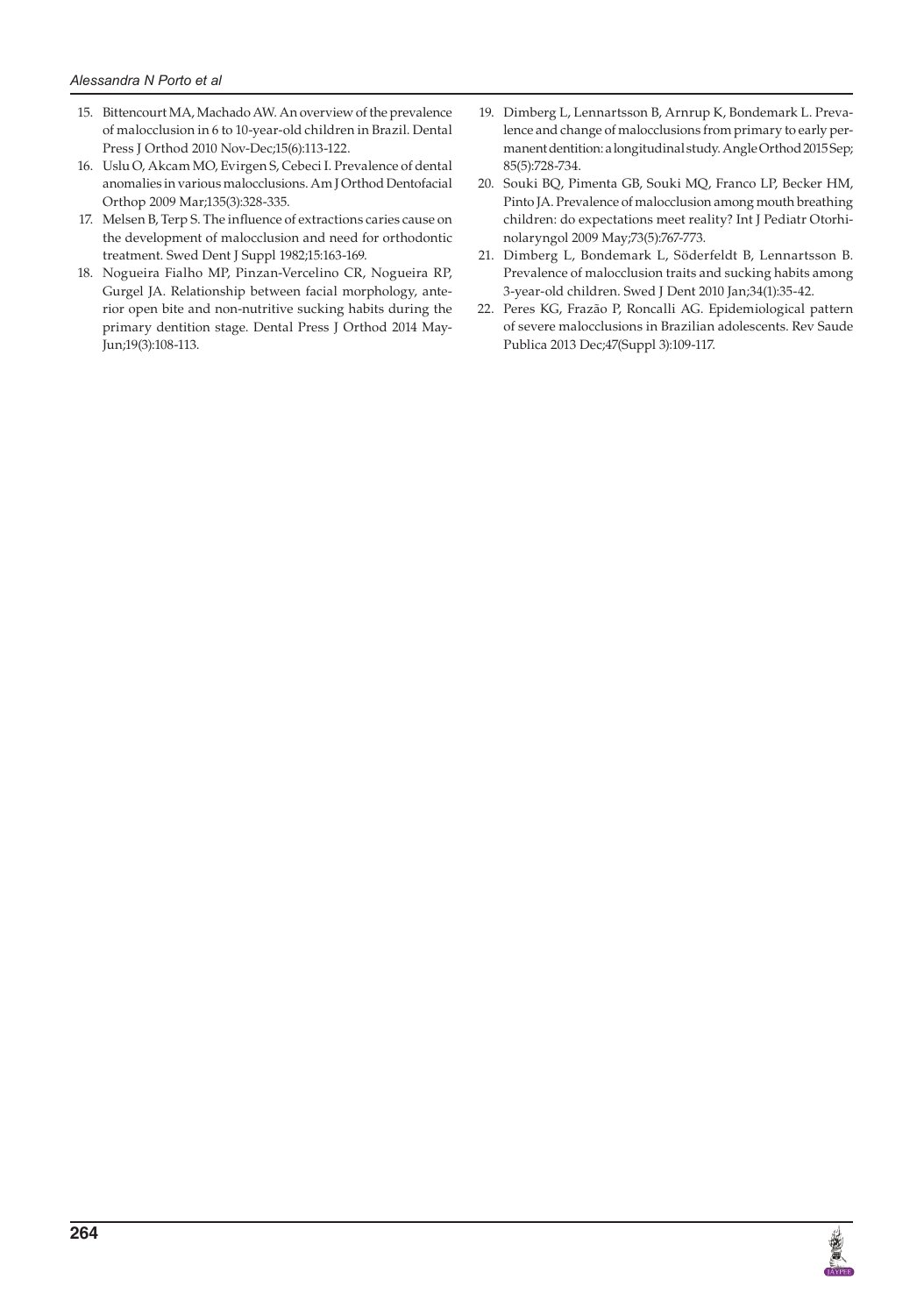15. Bittencourt MA, Machado AW. An overview of the prevalence of malocclusion in 6 to 10-year-old children in Brazil. Dental Press J Orthod 2010 Nov-Dec;15(6):113-122.
16. Uslu O, Akcam MO, Evirgen S, Cebeci I. Prevalence of dental anomalies in various malocclusions. Am J Orthod Dentofacial Orthop 2009 Mar;135(3):328-335.
17. Melsen B, Terp S. The influence of extractions caries cause on the development of malocclusion and need for orthodontic treatment. Swed Dent J Suppl 1982;15:163-169.
18. Nogueira Fialho MP, Pinzan-Vercelino CR, Nogueira RP, Gurgel JA. Relationship between facial morphology, anterior open bite and non-nutritive sucking habits during the primary dentition stage. Dental Press J Orthod 2014 May-Jun;19(3):108-113.
19. Dimberg L, Lennartsson B, Arnrup K, Bondemark L. Prevalence and change of malocclusions from primary to early permanent dentition: a longitudinal study. Angle Orthod 2015 Sep; 85(5):728-734.
20. Souki BQ, Pimenta GB, Souki MQ, Franco LP, Becker HM, Pinto JA. Prevalence of malocclusion among mouth breathing children: do expectations meet reality? Int J Pediatr Otorhinolaryngol 2009 May;73(5):767-773.
21. Dimberg L, Bondemark L, Söderfeldt B, Lennartsson B. Prevalence of malocclusion traits and sucking habits among 3-year-old children. Swed J Dent 2010 Jan;34(1):35-42.
22. Peres KG, Frazão P, Roncalli AG. Epidemiological pattern of severe malocclusions in Brazilian adolescents. Rev Saude Publica 2013 Dec;47(Suppl 3):109-117.